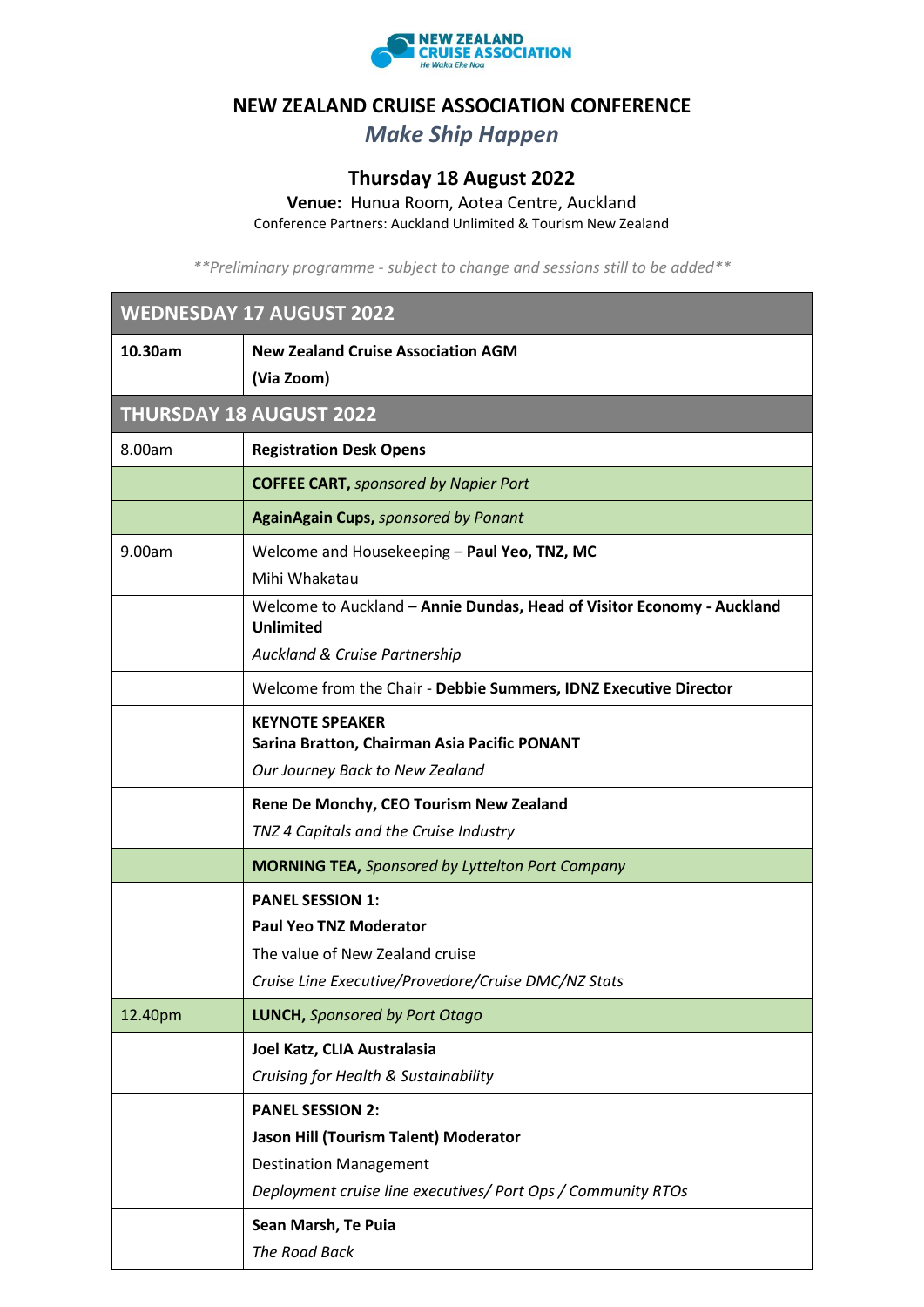NEW ZEALAND CRUISE ASSOCIATION
He Waka Eke Noa

# NEW ZEALAND CRUISE ASSOCIATION CONFERENCE

## *Make Ship Happen*

### Thursday 18 August 2022

**Venue:** Hunua Room, Aotea Centre, Auckland

Conference Partners: Auckland Unlimited & Tourism New Zealand

*\*\*Preliminary programme - subject to change and sessions still to be added\*\**

| WEDNESDAY 17 AUGUST 2022 | |
|---|---|
| **10.30am** | **New Zealand Cruise Association AGM**<br>**(Via Zoom)** |
| **THURSDAY 18 AUGUST 2022** | |
| 8.00am | **Registration Desk Opens** |
| | **COFFEE CART,** *sponsored by Napier Port* |
| | **AgainAgain Cups,** *sponsored by Ponant* |
| 9.00am | Welcome and Housekeeping – **Paul Yeo, TNZ, MC**<br>Mihi Whakatau |
| | Welcome to Auckland – **Annie Dundas, Head of Visitor Economy - Auckland Unlimited**<br>*Auckland & Cruise Partnership* |
| | Welcome from the Chair - **Debbie Summers, IDNZ Executive Director** |
| | **KEYNOTE SPEAKER**<br>**Sarina Bratton, Chairman Asia Pacific PONANT**<br>*Our Journey Back to New Zealand* |
| | **Rene De Monchy, CEO Tourism New Zealand**<br>*TNZ 4 Capitals and the Cruise Industry* |
| | **MORNING TEA,** *Sponsored by Lyttelton Port Company* |
| | **PANEL SESSION 1:**<br>**Paul Yeo TNZ Moderator**<br>The value of New Zealand cruise<br>*Cruise Line Executive/Provedore/Cruise DMC/NZ Stats* |
| 12.40pm | **LUNCH,** *Sponsored by Port Otago* |
| | **Joel Katz, CLIA Australasia**<br>*Cruising for Health & Sustainability* |
| | **PANEL SESSION 2:**<br>**Jason Hill (Tourism Talent) Moderator**<br>Destination Management<br>*Deployment cruise line executives/ Port Ops / Community RTOs* |
| | **Sean Marsh, Te Puia**<br>*The Road Back* |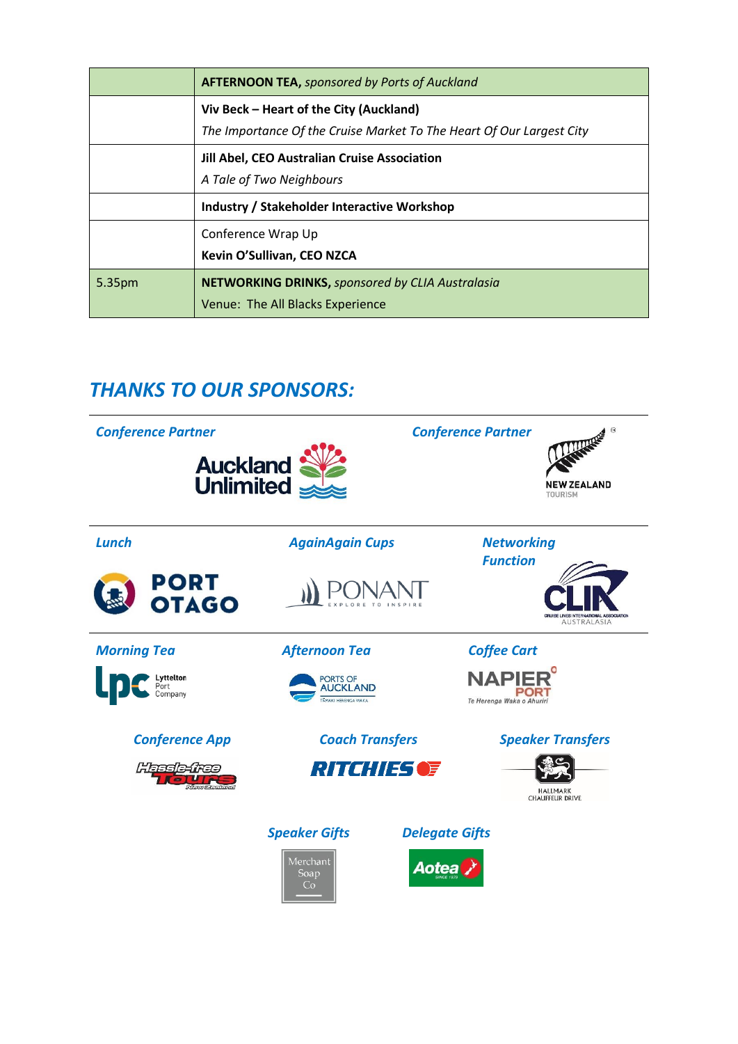| | |
|---|---|
| | **AFTERNOON TEA,** *sponsored by Ports of Auckland* |
| | **Viv Beck – Heart of the City (Auckland)**<br>*The Importance Of the Cruise Market To The Heart Of Our Largest City* |
| | **Jill Abel, CEO Australian Cruise Association**<br>*A Tale of Two Neighbours* |
| | **Industry / Stakeholder Interactive Workshop** |
| | Conference Wrap Up<br>**Kevin O'Sullivan, CEO NZCA** |
| 5.35pm | **NETWORKING DRINKS,** *sponsored by CLIA Australasia*<br>Venue: The All Blacks Experience |

## *THANKS TO OUR SPONSORS:*

***Conference Partner***

Auckland Unlimited

***Conference Partner***

NEW ZEALAND TOURISM

***Lunch***

PORT OTAGO

***AgainAgain Cups***

PONANT EXPLORE TO INSPIRE

***Networking Function***

CLIA CRUISE LINES INTERNATIONAL ASSOCIATION AUSTRALASIA

***Morning Tea***

lpc Lyttelton Port Company

***Afternoon Tea***

PORTS OF AUCKLAND TĀMAKI HERENGA WAKA

***Coffee Cart***

NAPIER PORT Te Herenga Waka o Ahuriri

***Conference App***

Hassle-free Tours New Zealand

***Coach Transfers***

RITCHIES

***Speaker Transfers***

HALLMARK CHAUFFEUR DRIVE

***Speaker Gifts***

Merchant Soap Co

***Delegate Gifts***

Aotea SINCE 1978